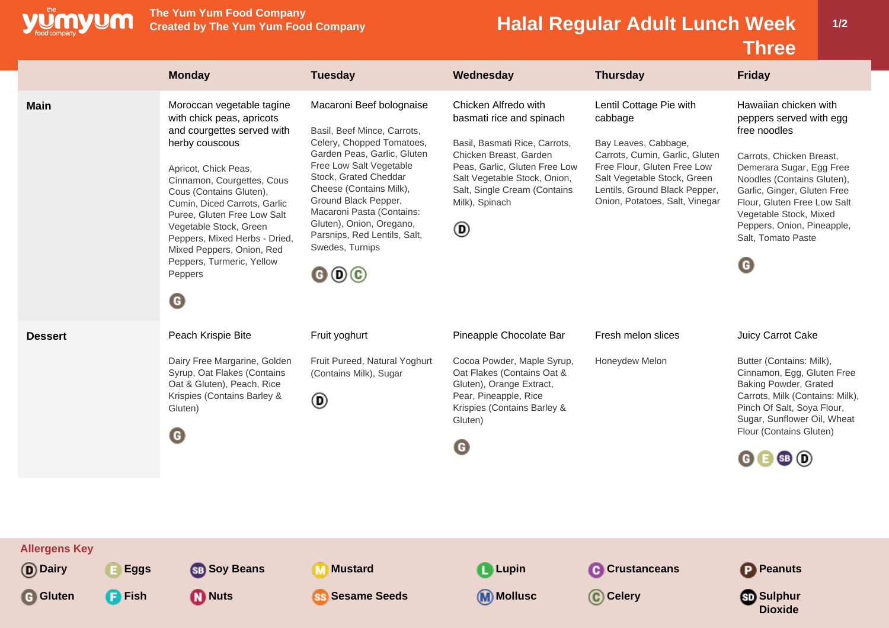The Yum Yum Food Company
Created by The Yum Yum Food Company

# Halal Regular Adult Lunch Week Three

| | Monday | Tuesday | Wednesday | Thursday | Friday |
|---|---|---|---|---|---|
| **Main** | Moroccan vegetable tagine with chick peas, apricots and courgettes served with herby couscous<br><br>Apricot, Chick Peas, Cinnamon, Courgettes, Cous Cous (Contains Gluten), Cumin, Diced Carrots, Garlic Puree, Gluten Free Low Salt Vegetable Stock, Green Peppers, Mixed Herbs - Dried, Mixed Peppers, Onion, Red Peppers, Turmeric, Yellow Peppers<br><br>G | Macaroni Beef bolognaise<br><br>Basil, Beef Mince, Carrots, Celery, Chopped Tomatoes, Garden Peas, Garlic, Gluten Free Low Salt Vegetable Stock, Grated Cheddar Cheese (Contains Milk), Ground Black Pepper, Macaroni Pasta (Contains: Gluten), Onion, Oregano, Parsnips, Red Lentils, Salt, Swedes, Turnips<br><br>G D C | Chicken Alfredo with basmati rice and spinach<br><br>Basil, Basmati Rice, Carrots, Chicken Breast, Garden Peas, Garlic, Gluten Free Low Salt Vegetable Stock, Onion, Salt, Single Cream (Contains Milk), Spinach<br><br>D | Lentil Cottage Pie with cabbage<br><br>Bay Leaves, Cabbage, Carrots, Cumin, Garlic, Gluten Free Flour, Gluten Free Low Salt Vegetable Stock, Green Lentils, Ground Black Pepper, Onion, Potatoes, Salt, Vinegar | Hawaiian chicken with peppers served with egg free noodles<br><br>Carrots, Chicken Breast, Demerara Sugar, Egg Free Noodles (Contains Gluten), Garlic, Ginger, Gluten Free Flour, Gluten Free Low Salt Vegetable Stock, Mixed Peppers, Onion, Pineapple, Salt, Tomato Paste<br><br>G |
| **Dessert** | Peach Krispie Bite<br><br>Dairy Free Margarine, Golden Syrup, Oat Flakes (Contains Oat & Gluten), Peach, Rice Krispies (Contains Barley & Gluten)<br><br>G | Fruit yoghurt<br><br>Fruit Pureed, Natural Yoghurt (Contains Milk), Sugar<br><br>D | Pineapple Chocolate Bar<br><br>Cocoa Powder, Maple Syrup, Oat Flakes (Contains Oat & Gluten), Orange Extract, Pear, Pineapple, Rice Krispies (Contains Barley & Gluten)<br><br>G | Fresh melon slices<br><br>Honeydew Melon | Juicy Carrot Cake<br><br>Butter (Contains: Milk), Cinnamon, Egg, Gluten Free Baking Powder, Grated Carrots, Milk (Contains: Milk), Pinch Of Salt, Soya Flour, Sugar, Sunflower Oil, Wheat Flour (Contains Gluten)<br><br>G E SB D |

**Allergens Key**

D Dairy, E Eggs, SB Soy Beans, M Mustard, L Lupin, C Crustaceans, P Peanuts, G Gluten, F Fish, N Nuts, SS Sesame Seeds, M Mollusc, C Celery, SD Sulphur Dioxide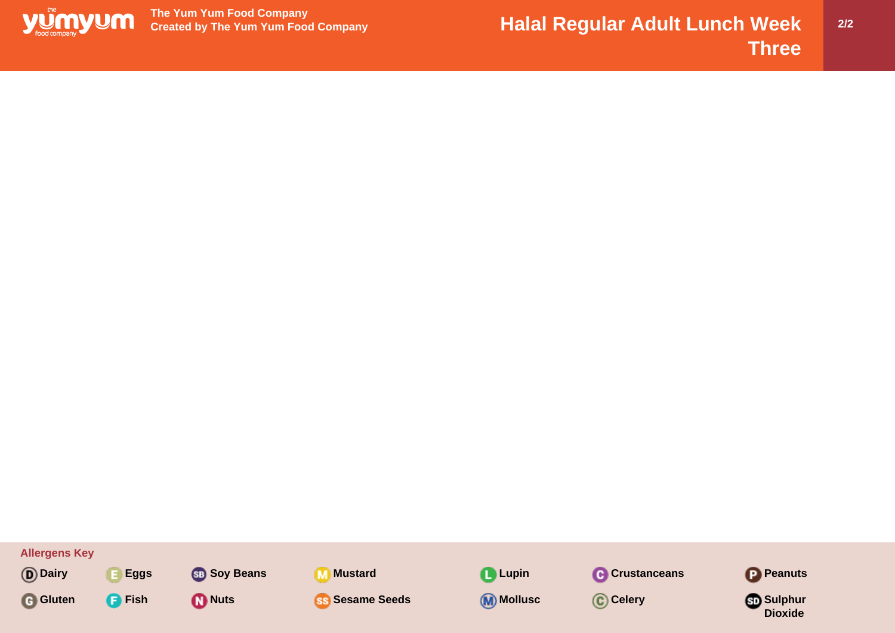**Allergens Key**

| | | | | | | |
|---|---|---|---|---|---|---|
| D Dairy | E Eggs | SB Soy Beans | M Mustard | L Lupin | C Crustanceans | P Peanuts |
| G Gluten | F Fish | N Nuts | SS Sesame Seeds | M Mollusc | C Celery | SD Sulphur Dioxide |